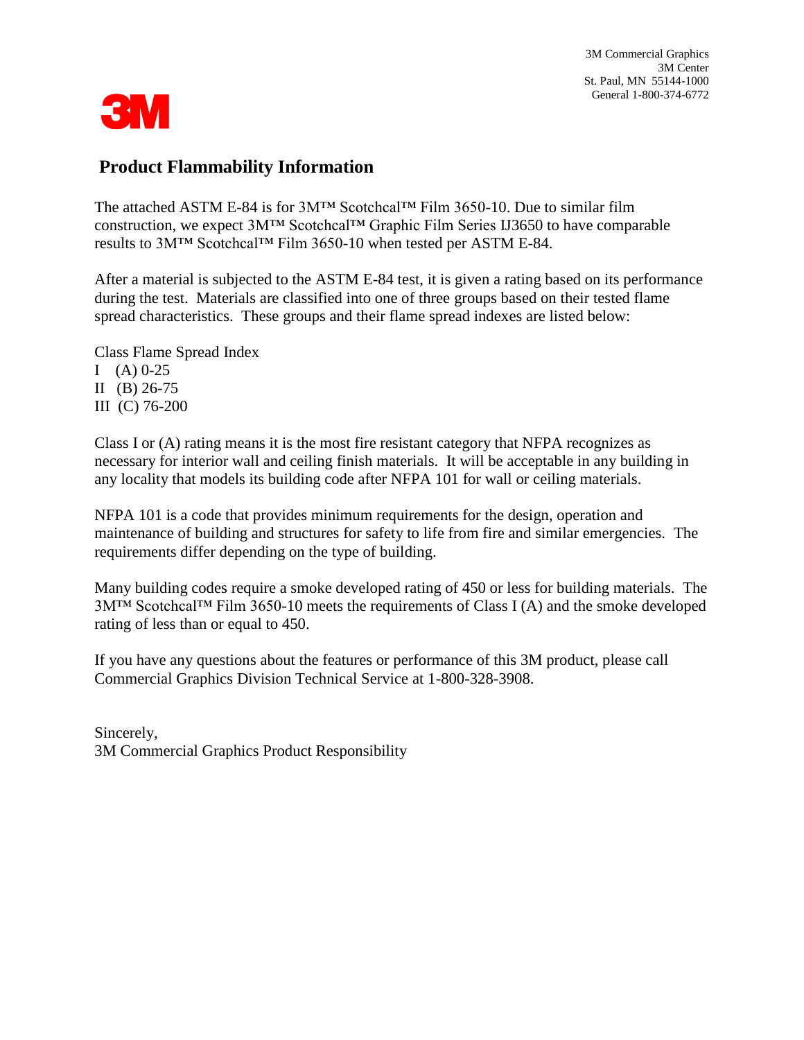3M Commercial Graphics
3M Center
St. Paul, MN 55144-1000
General 1-800-374-6772

3M

## Product Flammability Information

The attached ASTM E-84 is for 3M™ Scotchcal™ Film 3650-10. Due to similar film construction, we expect 3M™ Scotchcal™ Graphic Film Series IJ3650 to have comparable results to 3M™ Scotchcal™ Film 3650-10 when tested per ASTM E-84.

After a material is subjected to the ASTM E-84 test, it is given a rating based on its performance during the test. Materials are classified into one of three groups based on their tested flame spread characteristics. These groups and their flame spread indexes are listed below:

| Class | Flame Spread Index |
|---|---|
| I (A) | 0-25 |
| II (B) | 26-75 |
| III (C) | 76-200 |

Class I or (A) rating means it is the most fire resistant category that NFPA recognizes as necessary for interior wall and ceiling finish materials. It will be acceptable in any building in any locality that models its building code after NFPA 101 for wall or ceiling materials.

NFPA 101 is a code that provides minimum requirements for the design, operation and maintenance of building and structures for safety to life from fire and similar emergencies. The requirements differ depending on the type of building.

Many building codes require a smoke developed rating of 450 or less for building materials. The 3M™ Scotchcal™ Film 3650-10 meets the requirements of Class I (A) and the smoke developed rating of less than or equal to 450.

If you have any questions about the features or performance of this 3M product, please call Commercial Graphics Division Technical Service at 1-800-328-3908.

Sincerely,
3M Commercial Graphics Product Responsibility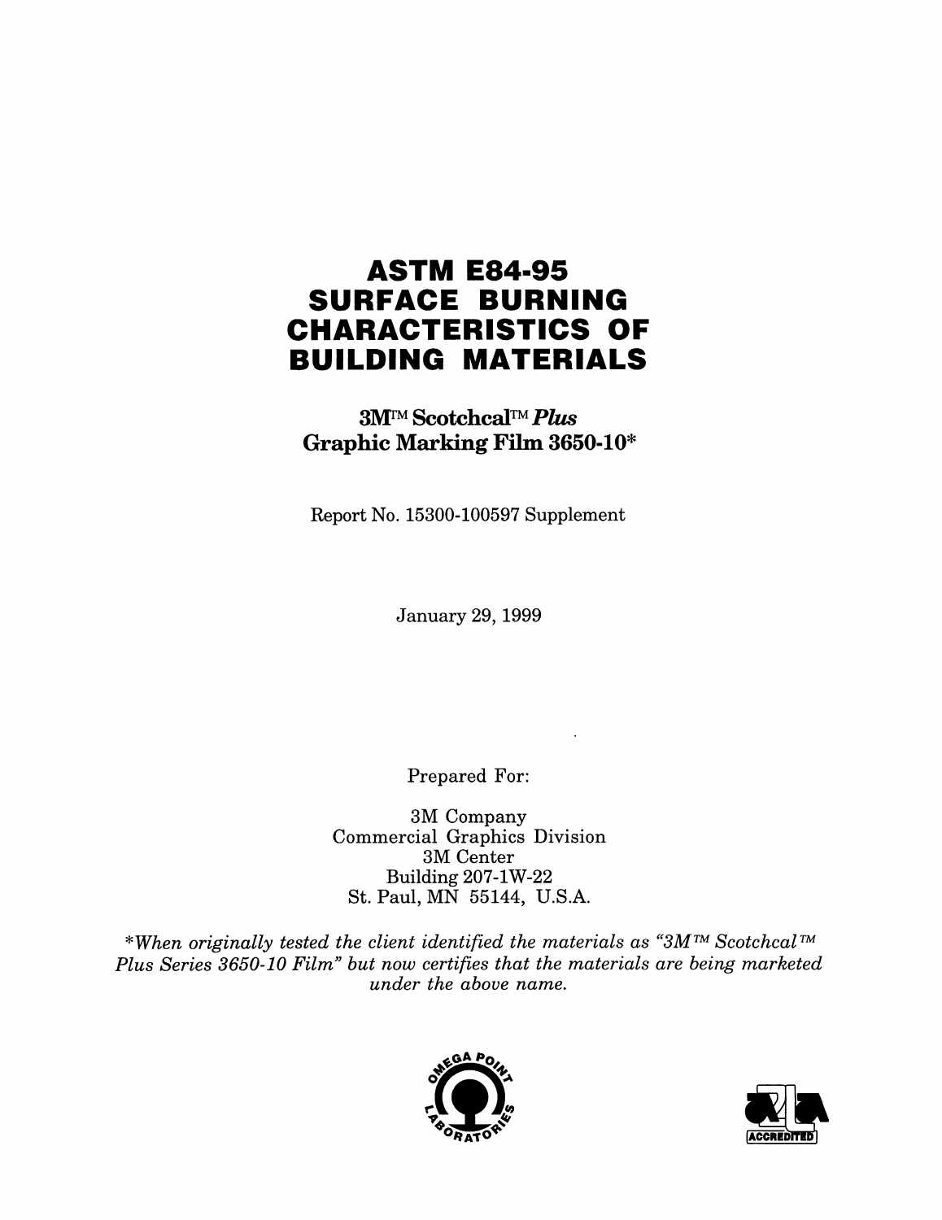# ASTM E84-95 SURFACE BURNING CHARACTERISTICS OF BUILDING MATERIALS

## 3M™ Scotchcal™ *Plus* Graphic Marking Film 3650-10*

Report No. 15300-100597 Supplement

January 29, 1999

Prepared For:

3M Company
Commercial Graphics Division
3M Center
Building 207-1W-22
St. Paul, MN 55144, U.S.A.

**When originally tested the client identified the materials as "3M™ Scotchcal™ Plus Series 3650-10 Film" but now certifies that the materials are being marketed under the above name.*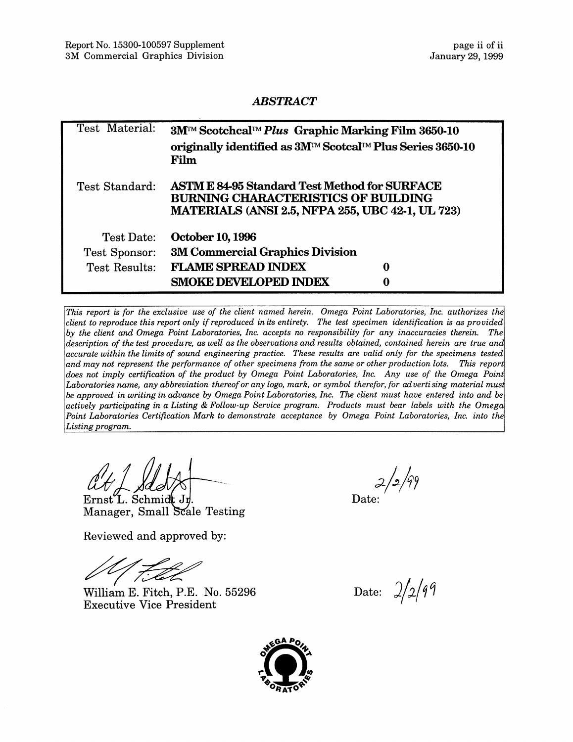## *ABSTRACT*

| Test Material: | **3M™ Scotchcal™ *Plus* Graphic Marking Film 3650-10 originally identified as 3M™ Scotcal™ Plus Series 3650-10 Film** | |
|---|---|---|
| Test Standard: | **ASTM E 84-95 Standard Test Method for SURFACE BURNING CHARACTERISTICS OF BUILDING MATERIALS (ANSI 2.5, NFPA 255, UBC 42-1, UL 723)** | |
| Test Date: | **October 10, 1996** | |
| Test Sponsor: | **3M Commercial Graphics Division** | |
| Test Results: | **FLAME SPREAD INDEX** | **0** |
| | **SMOKE DEVELOPED INDEX** | **0** |

*This report is for the exclusive use of the client named herein. Omega Point Laboratories, Inc. authorizes the client to reproduce this report only if reproduced in its entirety. The test specimen identification is as provided by the client and Omega Point Laboratories, Inc. accepts no responsibility for any inaccuracies therein. The description of the test procedure, as well as the observations and results obtained, contained herein are true and accurate within the limits of sound engineering practice. These results are valid only for the specimens tested and may not represent the performance of other specimens from the same or other production lots. This report does not imply certification of the product by Omega Point Laboratories, Inc. Any use of the Omega Point Laboratories name, any abbreviation thereof or any logo, mark, or symbol therefor, for advertising material must be approved in writing in advance by Omega Point Laboratories, Inc. The client must have entered into and be actively participating in a Listing & Follow-up Service program. Products must bear labels with the Omega Point Laboratories Certification Mark to demonstrate acceptance by Omega Point Laboratories, Inc. into the Listing program.*

Ernst L. Schmidt Jr.
Manager, Small Scale Testing

Date: 2/2/99

Reviewed and approved by:

William E. Fitch, P.E. No. 55296
Executive Vice President

Date: 2/2/99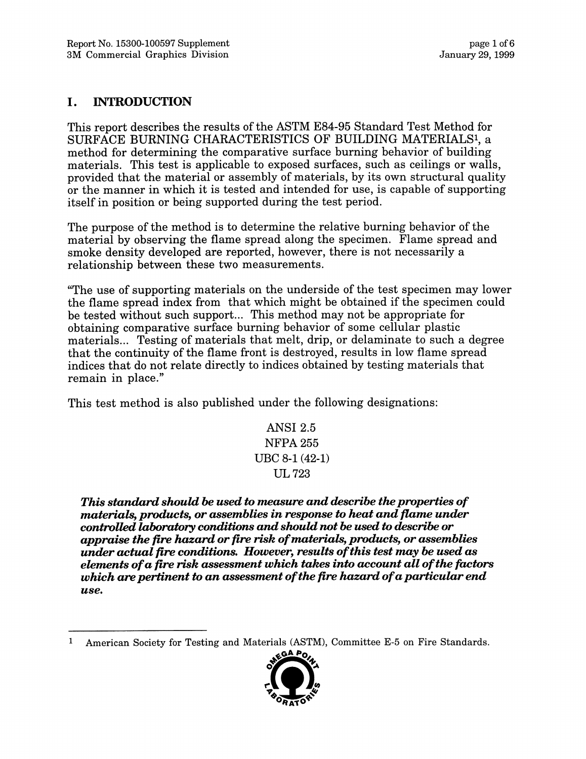## I. INTRODUCTION

This report describes the results of the ASTM E84-95 Standard Test Method for SURFACE BURNING CHARACTERISTICS OF BUILDING MATERIALS[1], a method for determining the comparative surface burning behavior of building materials. This test is applicable to exposed surfaces, such as ceilings or walls, provided that the material or assembly of materials, by its own structural quality or the manner in which it is tested and intended for use, is capable of supporting itself in position or being supported during the test period.

The purpose of the method is to determine the relative burning behavior of the material by observing the flame spread along the specimen. Flame spread and smoke density developed are reported, however, there is not necessarily a relationship between these two measurements.

"The use of supporting materials on the underside of the test specimen may lower the flame spread index from that which might be obtained if the specimen could be tested without such support... This method may not be appropriate for obtaining comparative surface burning behavior of some cellular plastic materials... Testing of materials that melt, drip, or delaminate to such a degree that the continuity of the flame front is destroyed, results in low flame spread indices that do not relate directly to indices obtained by testing materials that remain in place."

This test method is also published under the following designations:

ANSI 2.5
NFPA 255
UBC 8-1 (42-1)
UL 723

***This standard should be used to measure and describe the properties of materials, products, or assemblies in response to heat and flame under controlled laboratory conditions and should not be used to describe or appraise the fire hazard or fire risk of materials, products, or assemblies under actual fire conditions. However, results of this test may be used as elements of a fire risk assessment which takes into account all of the factors which are pertinent to an assessment of the fire hazard of a particular end use.***

---

[1] American Society for Testing and Materials (ASTM), Committee E-5 on Fire Standards.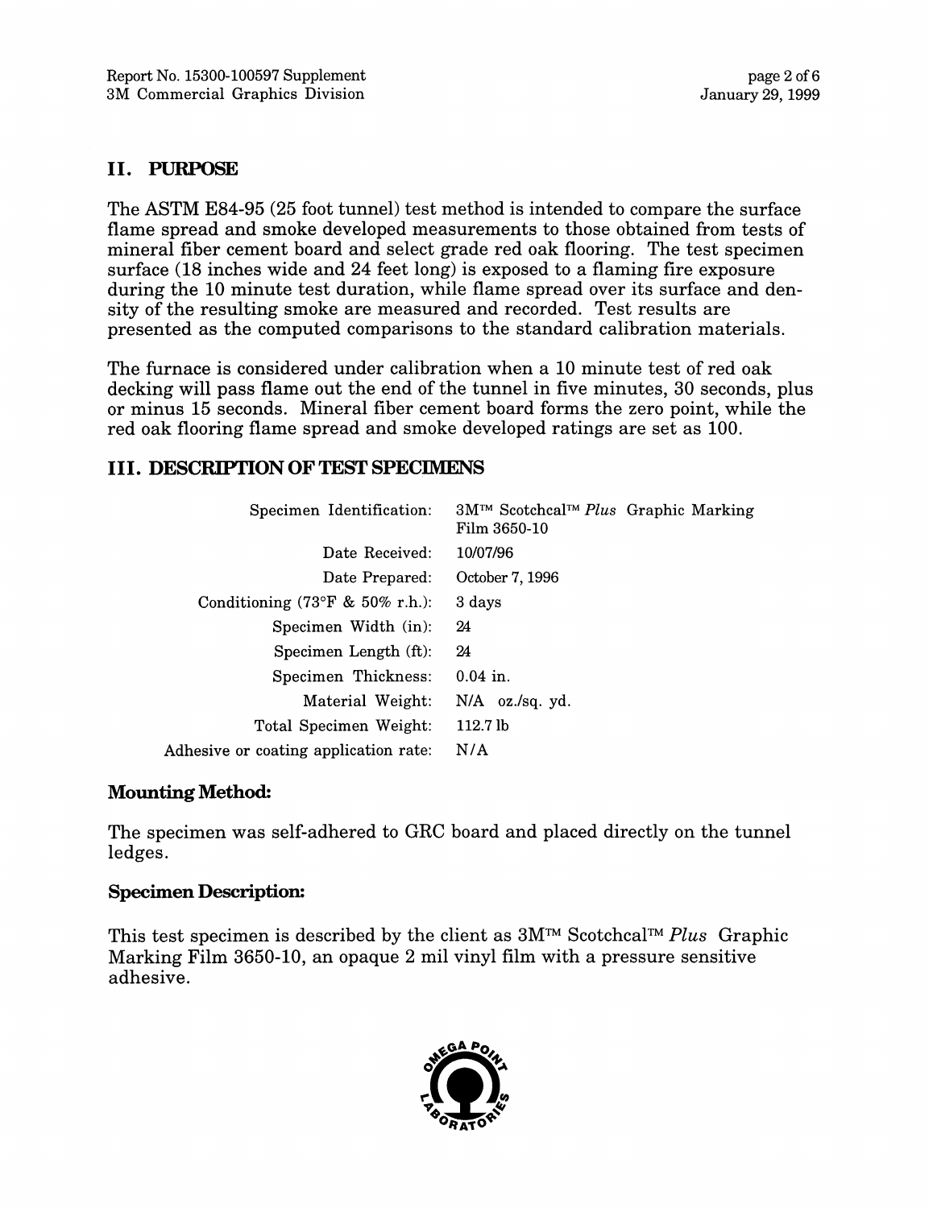## II. PURPOSE

The ASTM E84-95 (25 foot tunnel) test method is intended to compare the surface flame spread and smoke developed measurements to those obtained from tests of mineral fiber cement board and select grade red oak flooring. The test specimen surface (18 inches wide and 24 feet long) is exposed to a flaming fire exposure during the 10 minute test duration, while flame spread over its surface and density of the resulting smoke are measured and recorded. Test results are presented as the computed comparisons to the standard calibration materials.

The furnace is considered under calibration when a 10 minute test of red oak decking will pass flame out the end of the tunnel in five minutes, 30 seconds, plus or minus 15 seconds. Mineral fiber cement board forms the zero point, while the red oak flooring flame spread and smoke developed ratings are set as 100.

## III. DESCRIPTION OF TEST SPECIMENS

| | |
|---|---|
| Specimen Identification: | 3M™ Scotchcal™ *Plus* Graphic Marking Film 3650-10 |
| Date Received: | 10/07/96 |
| Date Prepared: | October 7, 1996 |
| Conditioning (73°F & 50% r.h.): | 3 days |
| Specimen Width (in): | 24 |
| Specimen Length (ft): | 24 |
| Specimen Thickness: | 0.04 in. |
| Material Weight: | N/A oz./sq. yd. |
| Total Specimen Weight: | 112.7 lb |
| Adhesive or coating application rate: | N/A |

### Mounting Method:

The specimen was self-adhered to GRC board and placed directly on the tunnel ledges.

### Specimen Description:

This test specimen is described by the client as 3M™ Scotchcal™ *Plus* Graphic Marking Film 3650-10, an opaque 2 mil vinyl film with a pressure sensitive adhesive.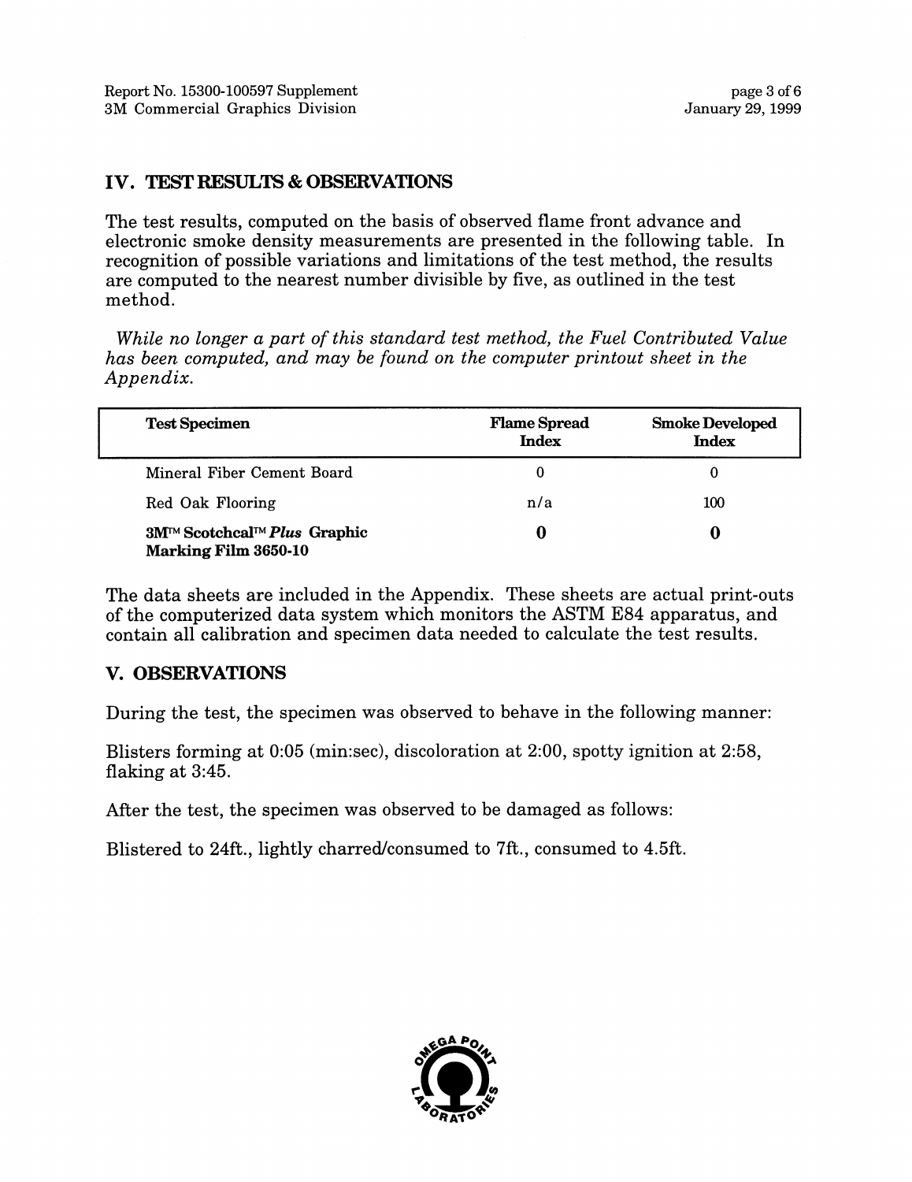## IV. TEST RESULTS & OBSERVATIONS

The test results, computed on the basis of observed flame front advance and electronic smoke density measurements are presented in the following table. In recognition of possible variations and limitations of the test method, the results are computed to the nearest number divisible by five, as outlined in the test method.

*While no longer a part of this standard test method, the Fuel Contributed Value has been computed, and may be found on the computer printout sheet in the Appendix.*

| Test Specimen | Flame Spread Index | Smoke Developed Index |
|---|---|---|
| Mineral Fiber Cement Board | 0 | 0 |
| Red Oak Flooring | n/a | 100 |
| **3M™ Scotchcal™ *Plus* Graphic Marking Film 3650-10** | **0** | **0** |

The data sheets are included in the Appendix. These sheets are actual print-outs of the computerized data system which monitors the ASTM E84 apparatus, and contain all calibration and specimen data needed to calculate the test results.

## V. OBSERVATIONS

During the test, the specimen was observed to behave in the following manner:

Blisters forming at 0:05 (min:sec), discoloration at 2:00, spotty ignition at 2:58, flaking at 3:45.

After the test, the specimen was observed to be damaged as follows:

Blistered to 24ft., lightly charred/consumed to 7ft., consumed to 4.5ft.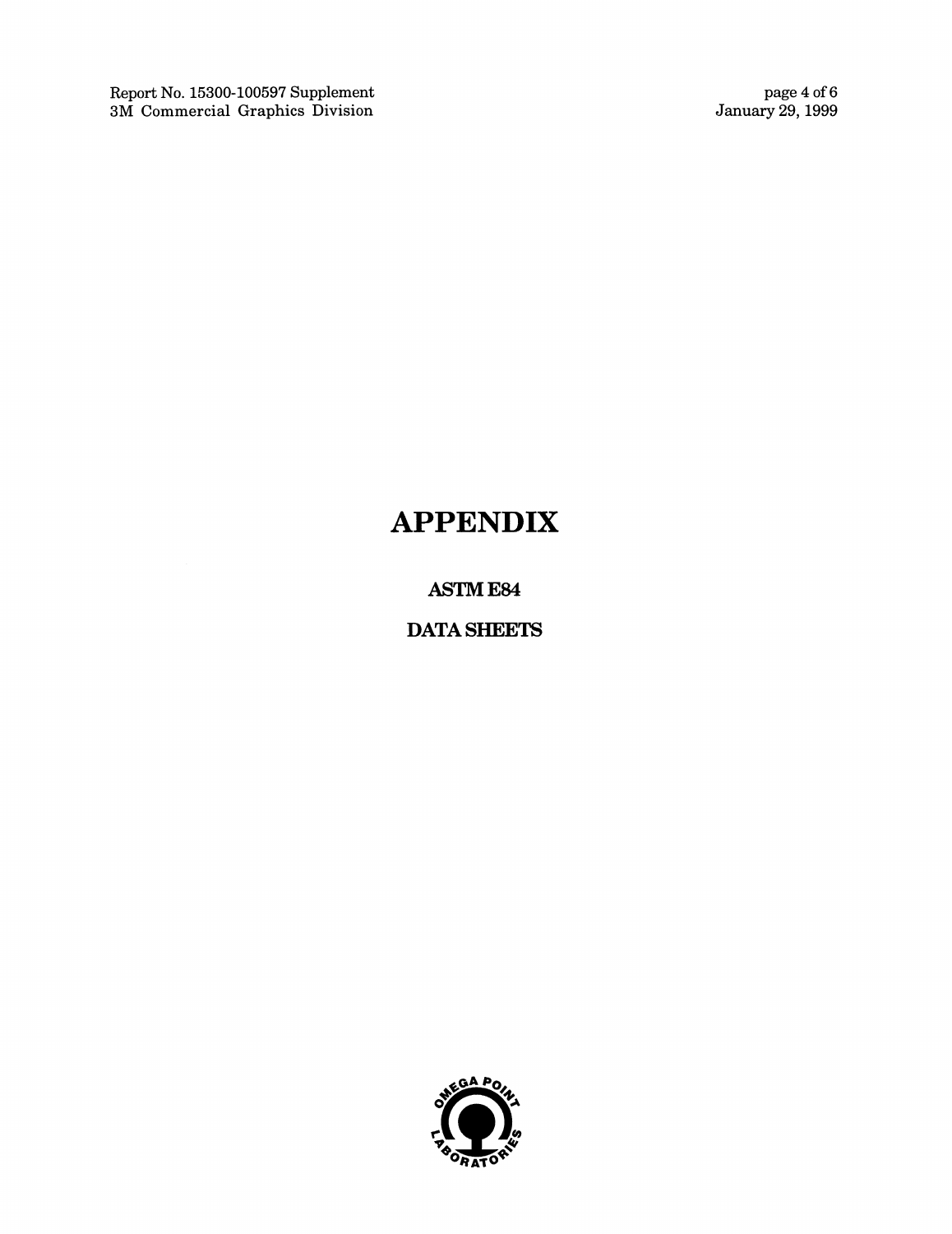# APPENDIX

## ASTM E84

## DATA SHEETS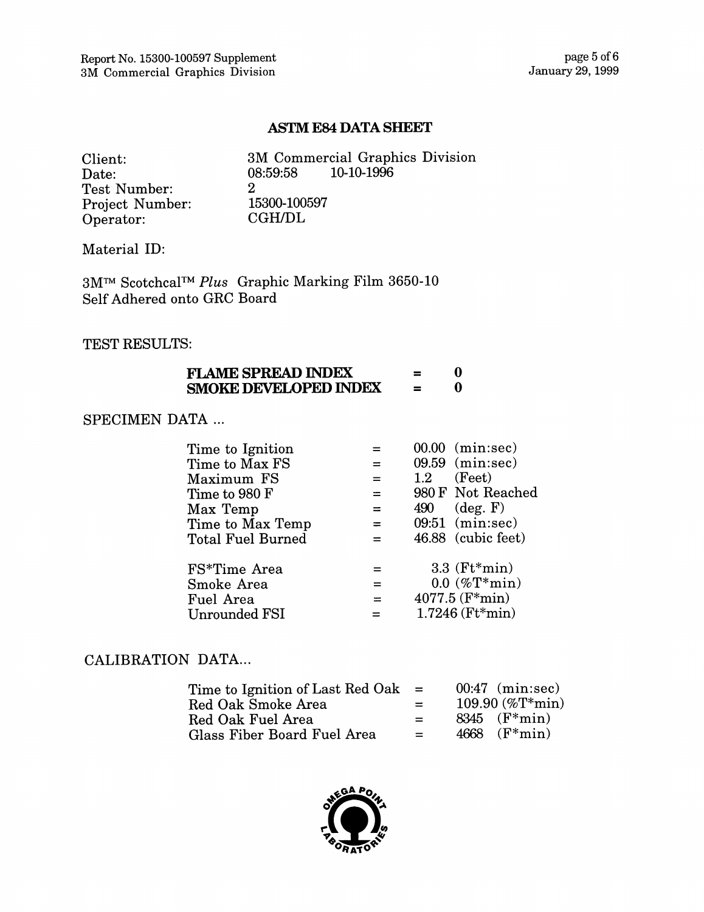## ASTM E84 DATA SHEET

| | |
|---|---|
| Client: | 3M Commercial Graphics Division |
| Date: | 08:59:58 10-10-1996 |
| Test Number: | 2 |
| Project Number: | 15300-100597 |
| Operator: | CGH/DL |

Material ID:

3M™ Scotchcal™ *Plus* Graphic Marking Film 3650-10
Self Adhered onto GRC Board

TEST RESULTS:

**FLAME SPREAD INDEX = 0**
**SMOKE DEVELOPED INDEX = 0**

SPECIMEN DATA ...

| | | |
|---|---|---|
| Time to Ignition | = | 00.00 (min:sec) |
| Time to Max FS | = | 09.59 (min:sec) |
| Maximum FS | = | 1.2 (Feet) |
| Time to 980 F | = | 980 F Not Reached |
| Max Temp | = | 490 (deg. F) |
| Time to Max Temp | = | 09:51 (min:sec) |
| Total Fuel Burned | = | 46.88 (cubic feet) |
| FS*Time Area | = | 3.3 (Ft*min) |
| Smoke Area | = | 0.0 (%T*min) |
| Fuel Area | = | 4077.5 (F*min) |
| Unrounded FSI | = | 1.7246 (Ft*min) |

CALIBRATION DATA...

| | | |
|---|---|---|
| Time to Ignition of Last Red Oak | = | 00:47 (min:sec) |
| Red Oak Smoke Area | = | 109.90 (%T*min) |
| Red Oak Fuel Area | = | 8345 (F*min) |
| Glass Fiber Board Fuel Area | = | 4668 (F*min) |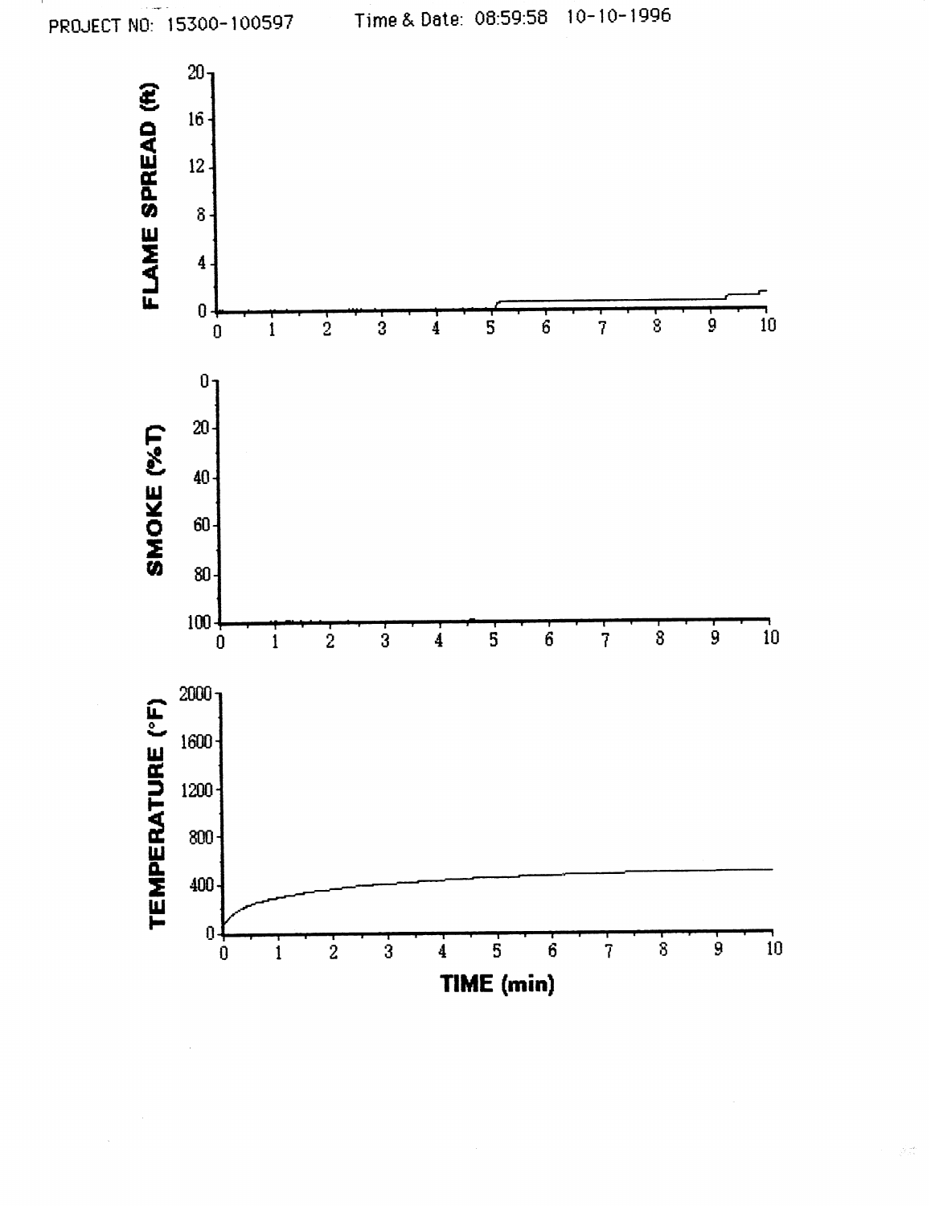PROJECT NO: 15300-100597 Time & Date: 08:59:58 10-10-1996

FLAME SPREAD (ft)

20
16
12
8
4
0

0 1 2 3 4 5 6 7 8 9 10

SMOKE (%T)

0
20
40
60
80
100

0 1 2 3 4 5 6 7 8 9 10

TEMPERATURE (°F)

2000
1600
1200
800
400
0

0 1 2 3 4 5 6 7 8 9 10

TIME (min)